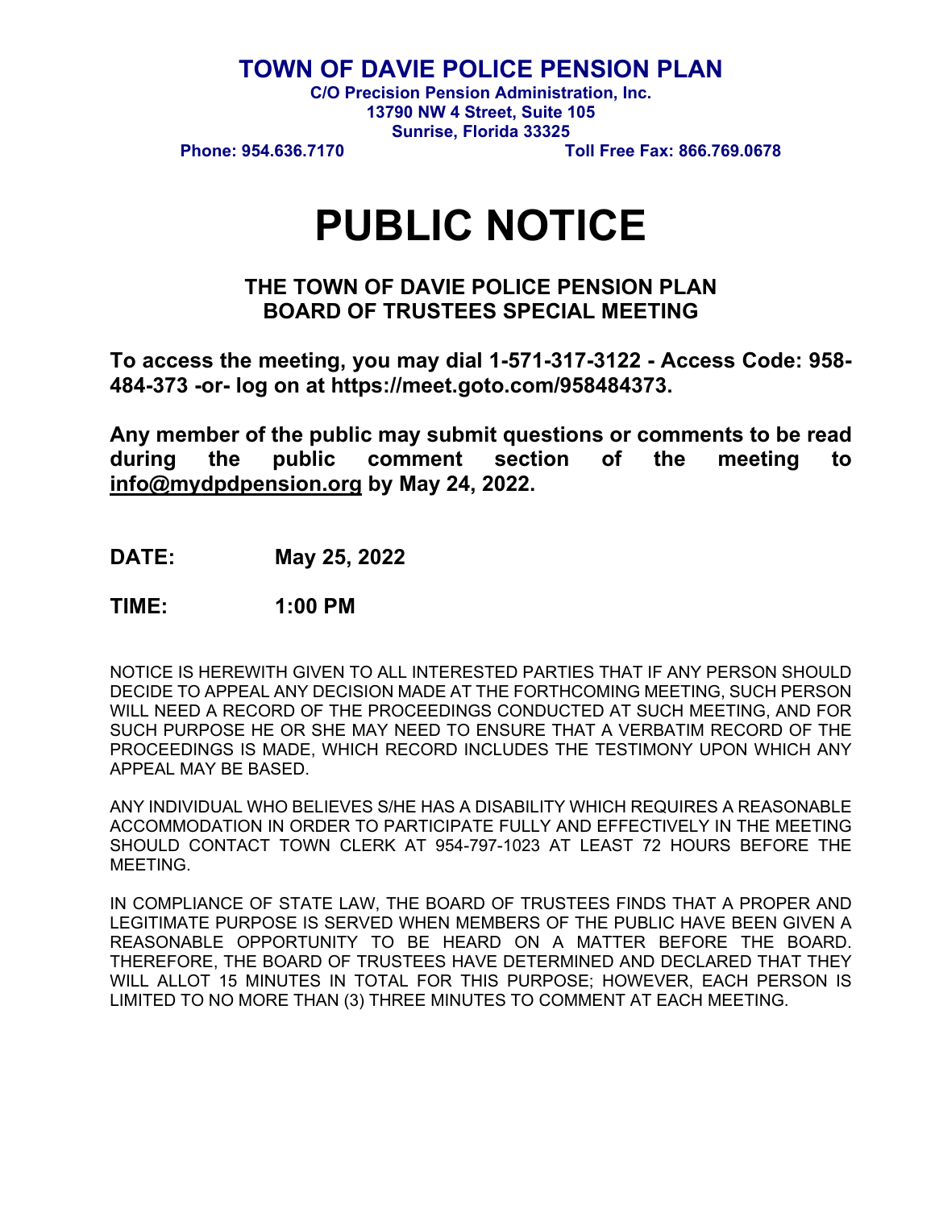# TOWN OF DAVIE POLICE PENSION PLAN

**C/O Precision Pension Administration, Inc.**
**13790 NW 4 Street, Suite 105**
**Sunrise, Florida 33325**
**Phone: 954.636.7170** **Toll Free Fax: 866.769.0678**

# PUBLIC NOTICE

## THE TOWN OF DAVIE POLICE PENSION PLAN BOARD OF TRUSTEES SPECIAL MEETING

**To access the meeting, you may dial 1-571-317-3122 - Access Code: 958-484-373 -or- log on at https://meet.goto.com/958484373.**

**Any member of the public may submit questions or comments to be read during the public comment section of the meeting to info@mydpdpension.org by May 24, 2022.**

**DATE:** **May 25, 2022**

**TIME:** **1:00 PM**

NOTICE IS HEREWITH GIVEN TO ALL INTERESTED PARTIES THAT IF ANY PERSON SHOULD DECIDE TO APPEAL ANY DECISION MADE AT THE FORTHCOMING MEETING, SUCH PERSON WILL NEED A RECORD OF THE PROCEEDINGS CONDUCTED AT SUCH MEETING, AND FOR SUCH PURPOSE HE OR SHE MAY NEED TO ENSURE THAT A VERBATIM RECORD OF THE PROCEEDINGS IS MADE, WHICH RECORD INCLUDES THE TESTIMONY UPON WHICH ANY APPEAL MAY BE BASED.

ANY INDIVIDUAL WHO BELIEVES S/HE HAS A DISABILITY WHICH REQUIRES A REASONABLE ACCOMMODATION IN ORDER TO PARTICIPATE FULLY AND EFFECTIVELY IN THE MEETING SHOULD CONTACT TOWN CLERK AT 954-797-1023 AT LEAST 72 HOURS BEFORE THE MEETING.

IN COMPLIANCE OF STATE LAW, THE BOARD OF TRUSTEES FINDS THAT A PROPER AND LEGITIMATE PURPOSE IS SERVED WHEN MEMBERS OF THE PUBLIC HAVE BEEN GIVEN A REASONABLE OPPORTUNITY TO BE HEARD ON A MATTER BEFORE THE BOARD. THEREFORE, THE BOARD OF TRUSTEES HAVE DETERMINED AND DECLARED THAT THEY WILL ALLOT 15 MINUTES IN TOTAL FOR THIS PURPOSE; HOWEVER, EACH PERSON IS LIMITED TO NO MORE THAN (3) THREE MINUTES TO COMMENT AT EACH MEETING.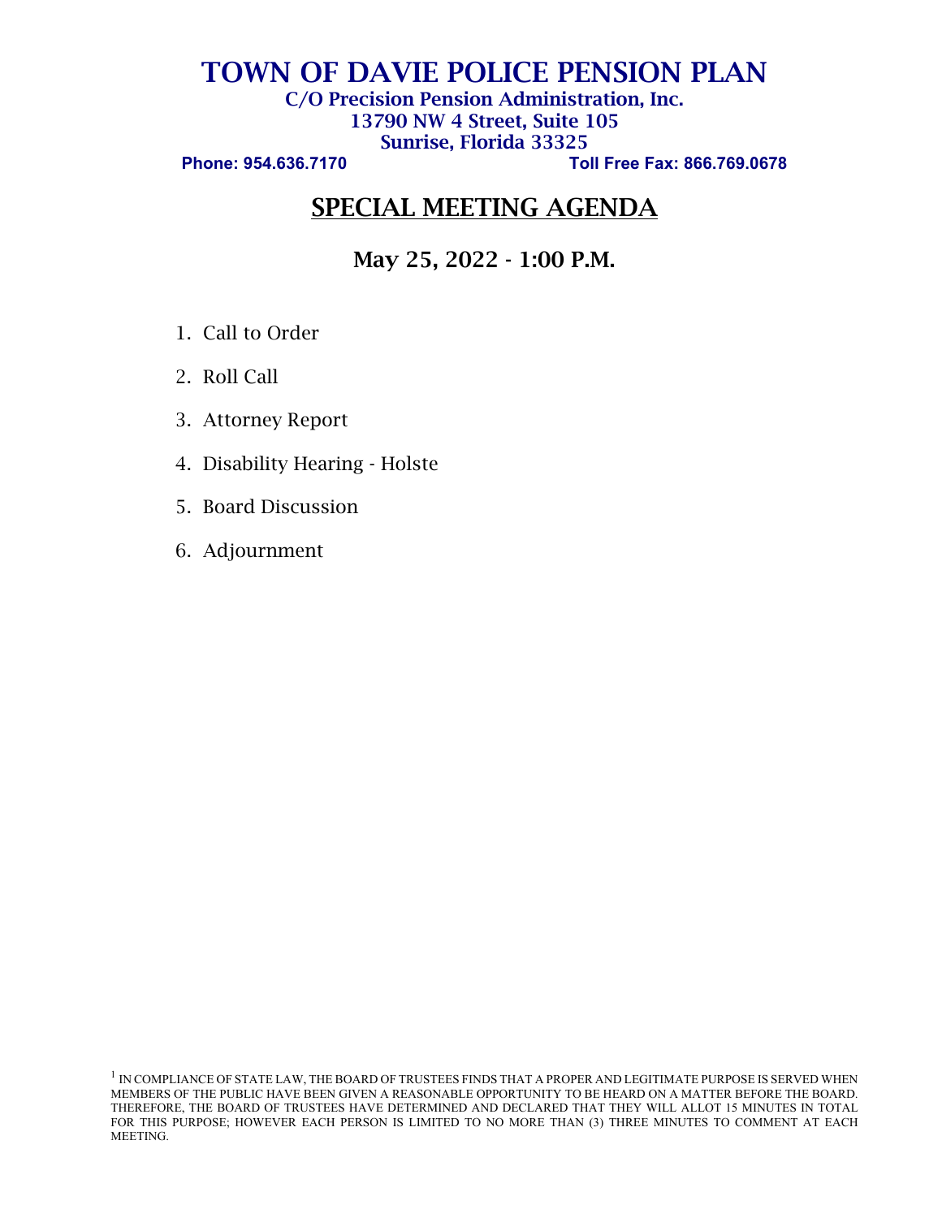# TOWN OF DAVIE POLICE PENSION PLAN

C/O Precision Pension Administration, Inc.
13790 NW 4 Street, Suite 105
Sunrise, Florida 33325

**Phone: 954.636.7170** **Toll Free Fax: 866.769.0678**

## SPECIAL MEETING AGENDA

### May 25, 2022 - 1:00 P.M.

1. Call to Order
2. Roll Call
3. Attorney Report
4. Disability Hearing - Holste
5. Board Discussion
6. Adjournment

[1] IN COMPLIANCE OF STATE LAW, THE BOARD OF TRUSTEES FINDS THAT A PROPER AND LEGITIMATE PURPOSE IS SERVED WHEN MEMBERS OF THE PUBLIC HAVE BEEN GIVEN A REASONABLE OPPORTUNITY TO BE HEARD ON A MATTER BEFORE THE BOARD. THEREFORE, THE BOARD OF TRUSTEES HAVE DETERMINED AND DECLARED THAT THEY WILL ALLOT 15 MINUTES IN TOTAL FOR THIS PURPOSE; HOWEVER EACH PERSON IS LIMITED TO NO MORE THAN (3) THREE MINUTES TO COMMENT AT EACH MEETING.